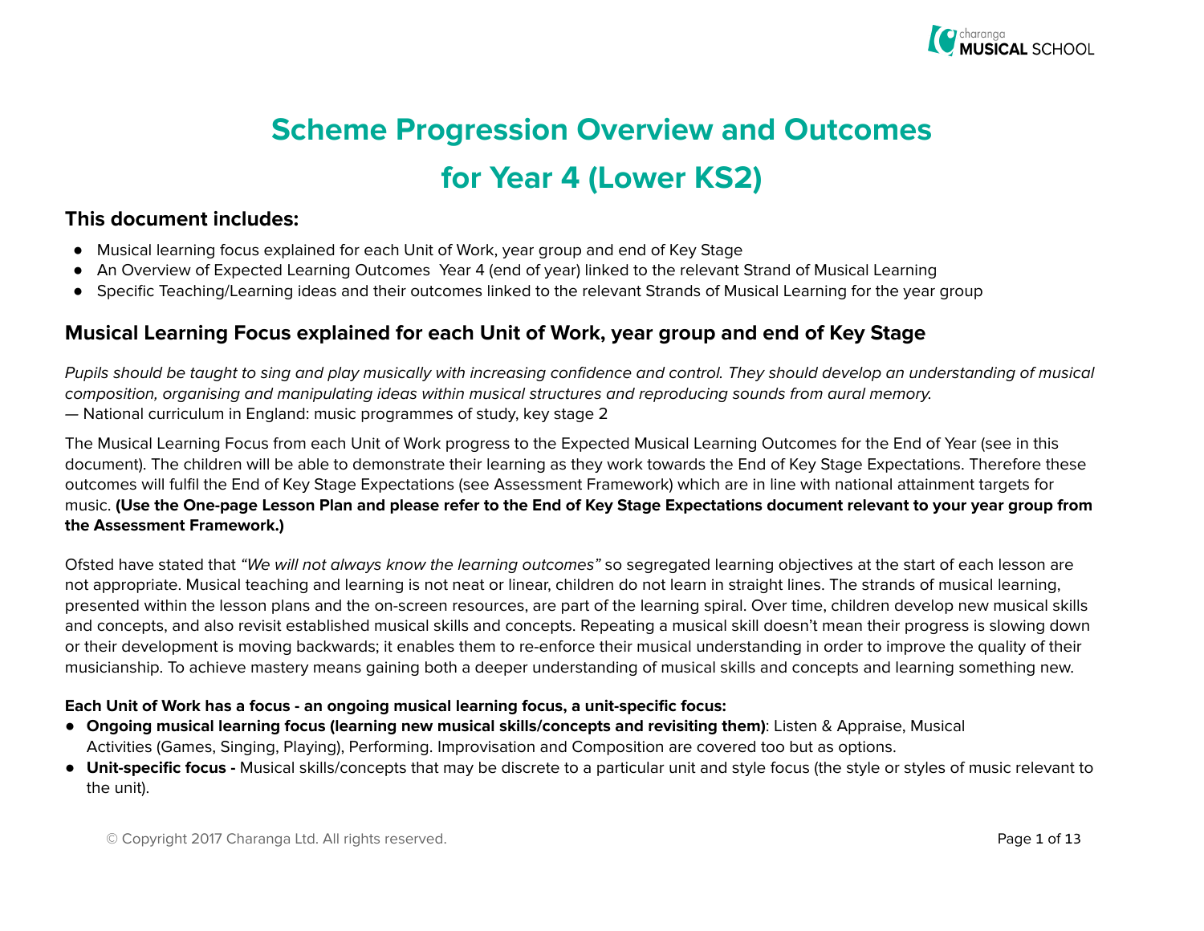# Scheme Progression Overview and Outcomes for Year 4 (Lower KS2)

## This document includes:

- Musical learning focus explained for each Unit of Work, year group and end of Key Stage
- An Overview of Expected Learning Outcomes Year 4 (end of year) linked to the relevant Strand of Musical Learning
- Specific Teaching/Learning ideas and their outcomes linked to the relevant Strands of Musical Learning for the year group

## Musical Learning Focus explained for each Unit of Work, year group and end of Key Stage

*Pupils should be taught to sing and play musically with increasing confidence and control. They should develop an understanding of musical composition, organising and manipulating ideas within musical structures and reproducing sounds from aural memory.*
— National curriculum in England: music programmes of study, key stage 2

The Musical Learning Focus from each Unit of Work progress to the Expected Musical Learning Outcomes for the End of Year (see in this document). The children will be able to demonstrate their learning as they work towards the End of Key Stage Expectations. Therefore these outcomes will fulfil the End of Key Stage Expectations (see Assessment Framework) which are in line with national attainment targets for music. **(Use the One-page Lesson Plan and please refer to the End of Key Stage Expectations document relevant to your year group from the Assessment Framework.)**

Ofsted have stated that *"We will not always know the learning outcomes"* so segregated learning objectives at the start of each lesson are not appropriate. Musical teaching and learning is not neat or linear, children do not learn in straight lines. The strands of musical learning, presented within the lesson plans and the on-screen resources, are part of the learning spiral. Over time, children develop new musical skills and concepts, and also revisit established musical skills and concepts. Repeating a musical skill doesn't mean their progress is slowing down or their development is moving backwards; it enables them to re-enforce their musical understanding in order to improve the quality of their musicianship. To achieve mastery means gaining both a deeper understanding of musical skills and concepts and learning something new.

**Each Unit of Work has a focus - an ongoing musical learning focus, a unit-specific focus:**

- **Ongoing musical learning focus (learning new musical skills/concepts and revisiting them)**: Listen & Appraise, Musical Activities (Games, Singing, Playing), Performing. Improvisation and Composition are covered too but as options.
- **Unit-specific focus -** Musical skills/concepts that may be discrete to a particular unit and style focus (the style or styles of music relevant to the unit).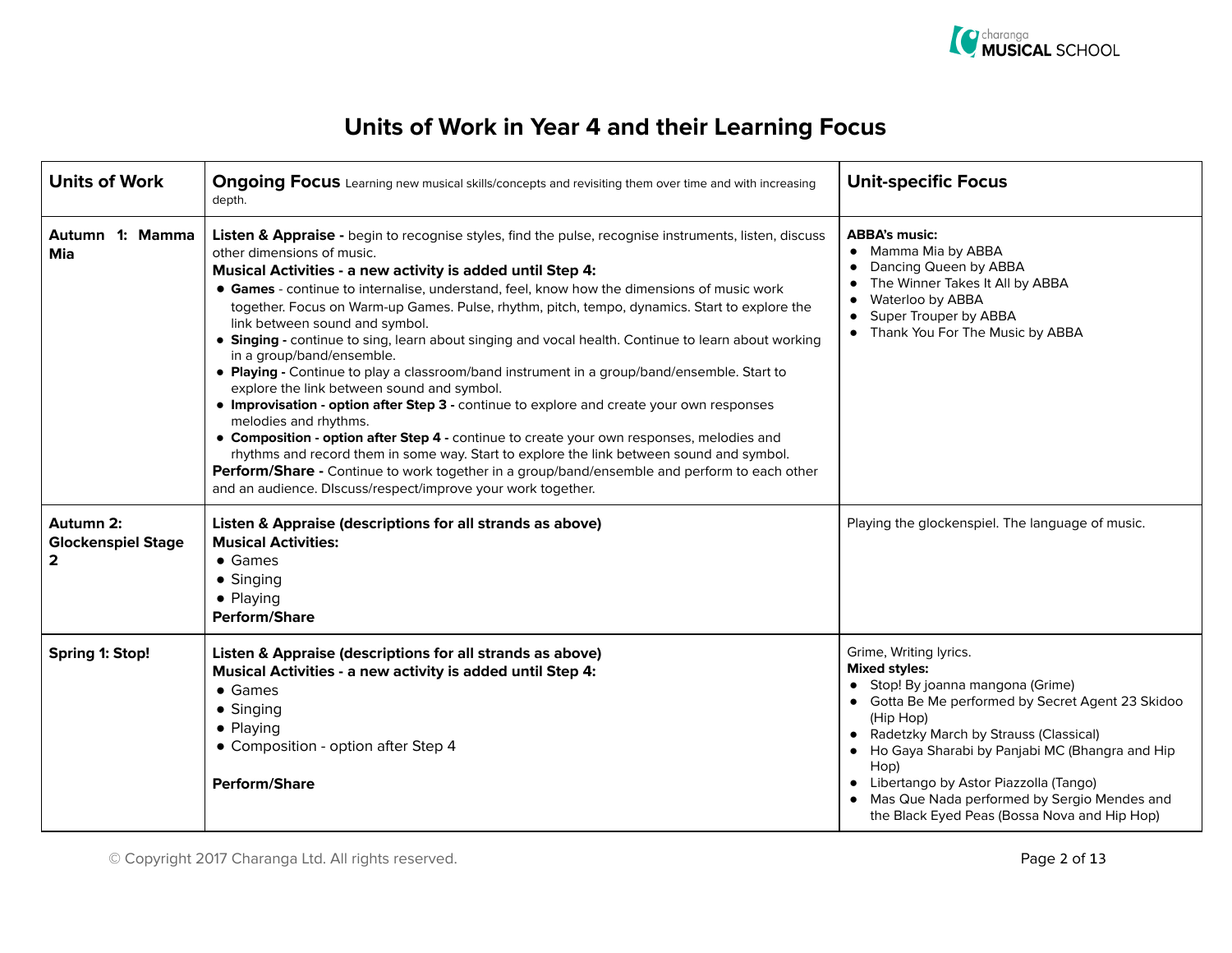# Units of Work in Year 4 and their Learning Focus

| Units of Work | **Ongoing Focus** Learning new musical skills/concepts and revisiting them over time and with increasing depth. | Unit-specific Focus |
|---|---|---|
| **Autumn 1: Mamma Mia** | **Listen & Appraise -** begin to recognise styles, find the pulse, recognise instruments, listen, discuss other dimensions of music.<br>**Musical Activities - a new activity is added until Step 4:**<br>• **Games** - continue to internalise, understand, feel, know how the dimensions of music work together. Focus on Warm-up Games. Pulse, rhythm, pitch, tempo, dynamics. Start to explore the link between sound and symbol.<br>• **Singing -** continue to sing, learn about singing and vocal health. Continue to learn about working in a group/band/ensemble.<br>• **Playing -** Continue to play a classroom/band instrument in a group/band/ensemble. Start to explore the link between sound and symbol.<br>• **Improvisation - option after Step 3 -** continue to explore and create your own responses melodies and rhythms.<br>• **Composition - option after Step 4 -** continue to create your own responses, melodies and rhythms and record them in some way. Start to explore the link between sound and symbol.<br>**Perform/Share -** Continue to work together in a group/band/ensemble and perform to each other and an audience. DIscuss/respect/improve your work together. | **ABBA's music:**<br>• Mamma Mia by ABBA<br>• Dancing Queen by ABBA<br>• The Winner Takes It All by ABBA<br>• Waterloo by ABBA<br>• Super Trouper by ABBA<br>• Thank You For The Music by ABBA |
| **Autumn 2: Glockenspiel Stage 2** | **Listen & Appraise (descriptions for all strands as above)**<br>**Musical Activities:**<br>• Games<br>• Singing<br>• Playing<br>**Perform/Share** | Playing the glockenspiel. The language of music. |
| **Spring 1: Stop!** | **Listen & Appraise (descriptions for all strands as above)**<br>**Musical Activities - a new activity is added until Step 4:**<br>• Games<br>• Singing<br>• Playing<br>• Composition - option after Step 4<br><br>**Perform/Share** | Grime, Writing lyrics.<br>**Mixed styles:**<br>• Stop! By joanna mangona (Grime)<br>• Gotta Be Me performed by Secret Agent 23 Skidoo (Hip Hop)<br>• Radetzky March by Strauss (Classical)<br>• Ho Gaya Sharabi by Panjabi MC (Bhangra and Hip Hop)<br>• Libertango by Astor Piazzolla (Tango)<br>• Mas Que Nada performed by Sergio Mendes and the Black Eyed Peas (Bossa Nova and Hip Hop) |

© Copyright 2017 Charanga Ltd. All rights reserved.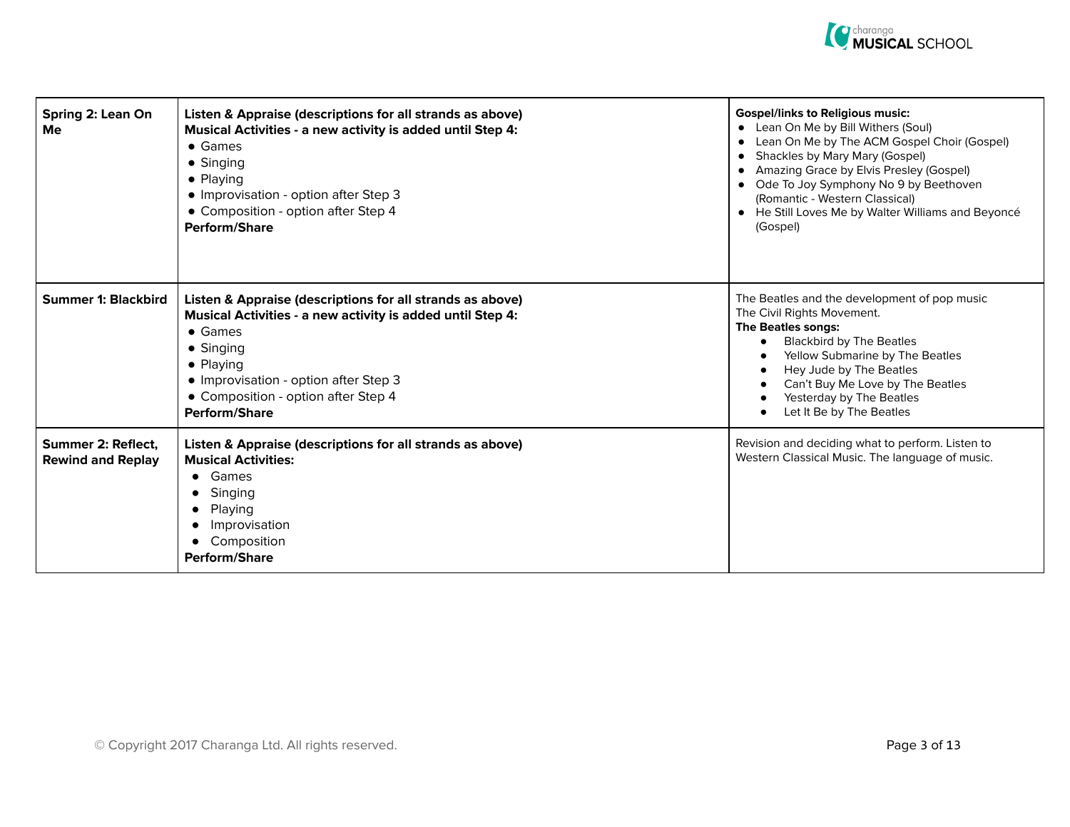| **Spring 2: Lean On Me** | **Listen & Appraise (descriptions for all strands as above)**<br>**Musical Activities - a new activity is added until Step 4:**<br>• Games<br>• Singing<br>• Playing<br>• Improvisation - option after Step 3<br>• Composition - option after Step 4<br>**Perform/Share** | **Gospel/links to Religious music:**<br>• Lean On Me by Bill Withers (Soul)<br>• Lean On Me by The ACM Gospel Choir (Gospel)<br>• Shackles by Mary Mary (Gospel)<br>• Amazing Grace by Elvis Presley (Gospel)<br>• Ode To Joy Symphony No 9 by Beethoven (Romantic - Western Classical)<br>• He Still Loves Me by Walter Williams and Beyoncé (Gospel) |
|---|---|---|
| **Summer 1: Blackbird** | **Listen & Appraise (descriptions for all strands as above)**<br>**Musical Activities - a new activity is added until Step 4:**<br>• Games<br>• Singing<br>• Playing<br>• Improvisation - option after Step 3<br>• Composition - option after Step 4<br>**Perform/Share** | The Beatles and the development of pop music<br>The Civil Rights Movement.<br>**The Beatles songs:**<br>• Blackbird by The Beatles<br>• Yellow Submarine by The Beatles<br>• Hey Jude by The Beatles<br>• Can't Buy Me Love by The Beatles<br>• Yesterday by The Beatles<br>• Let It Be by The Beatles |
| **Summer 2: Reflect, Rewind and Replay** | **Listen & Appraise (descriptions for all strands as above)**<br>**Musical Activities:**<br>• Games<br>• Singing<br>• Playing<br>• Improvisation<br>• Composition<br>**Perform/Share** | Revision and deciding what to perform. Listen to Western Classical Music. The language of music. |

© Copyright 2017 Charanga Ltd. All rights reserved.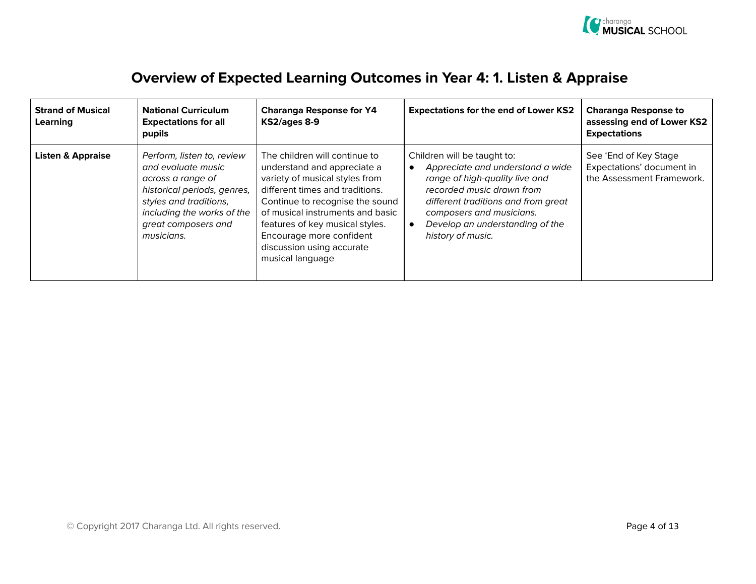# Overview of Expected Learning Outcomes in Year 4: 1. Listen & Appraise

| Strand of Musical Learning | National Curriculum Expectations for all pupils | Charanga Response for Y4 KS2/ages 8-9 | Expectations for the end of Lower KS2 | Charanga Response to assessing end of Lower KS2 Expectations |
|---|---|---|---|---|
| **Listen & Appraise** | *Perform, listen to, review and evaluate music across a range of historical periods, genres, styles and traditions, including the works of the great composers and musicians.* | The children will continue to understand and appreciate a variety of musical styles from different times and traditions. Continue to recognise the sound of musical instruments and basic features of key musical styles. Encourage more confident discussion using accurate musical language | Children will be taught to:<br>● *Appreciate and understand a wide range of high-quality live and recorded music drawn from different traditions and from great composers and musicians.*<br>● *Develop an understanding of the history of music.* | See 'End of Key Stage Expectations' document in the Assessment Framework. |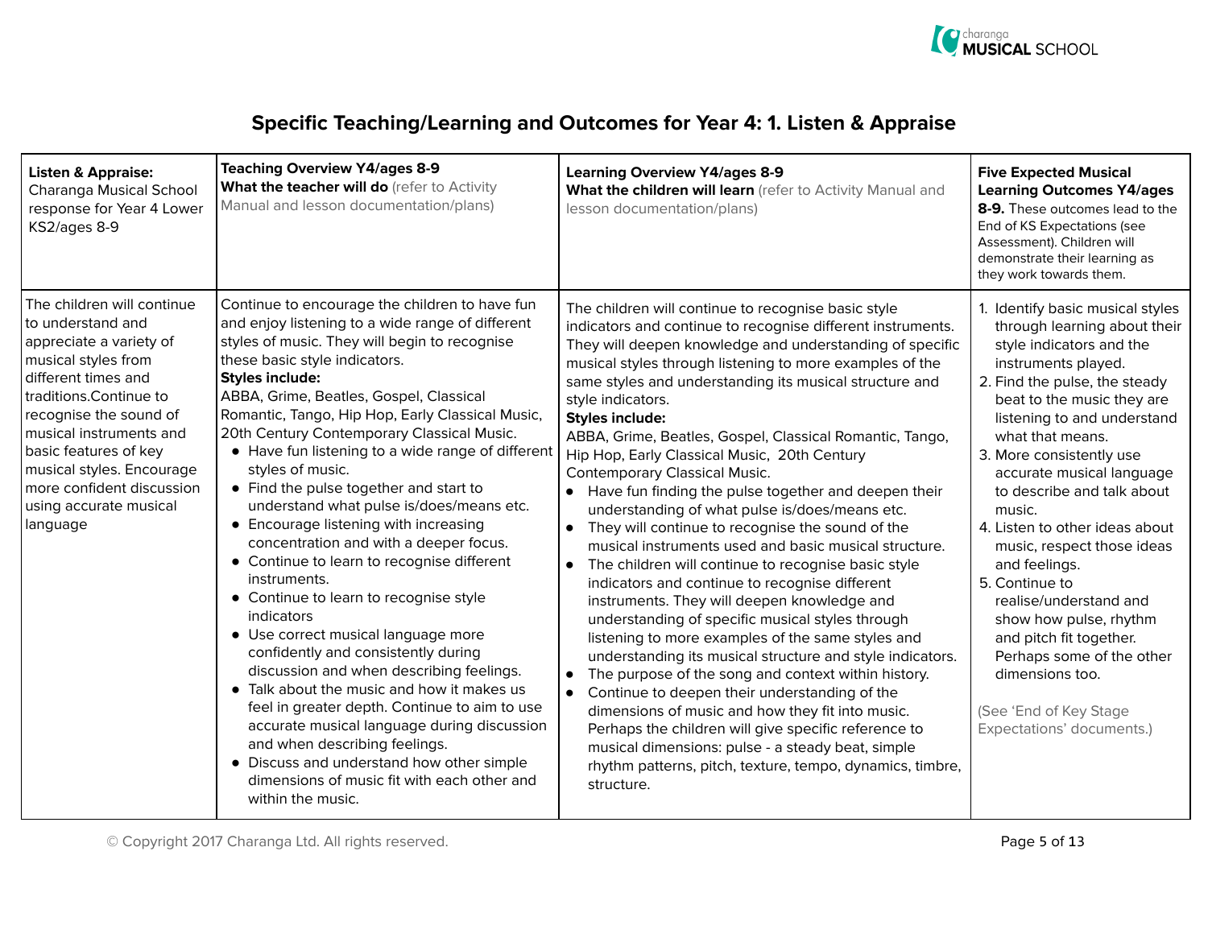## Specific Teaching/Learning and Outcomes for Year 4: 1. Listen & Appraise

| **Listen & Appraise:** Charanga Musical School response for Year 4 Lower KS2/ages 8-9 | **Teaching Overview Y4/ages 8-9** **What the teacher will do** (refer to Activity Manual and lesson documentation/plans) | **Learning Overview Y4/ages 8-9** **What the children will learn** (refer to Activity Manual and lesson documentation/plans) | **Five Expected Musical Learning Outcomes Y4/ages 8-9.** These outcomes lead to the End of KS Expectations (see Assessment). Children will demonstrate their learning as they work towards them. |
|---|---|---|---|
| The children will continue to understand and appreciate a variety of musical styles from different times and traditions.Continue to recognise the sound of musical instruments and basic features of key musical styles. Encourage more confident discussion using accurate musical language | Continue to encourage the children to have fun and enjoy listening to a wide range of different styles of music. They will begin to recognise these basic style indicators.<br>**Styles include:**<br>ABBA, Grime, Beatles, Gospel, Classical Romantic, Tango, Hip Hop, Early Classical Music, 20th Century Contemporary Classical Music.<br>• Have fun listening to a wide range of different styles of music.<br>• Find the pulse together and start to understand what pulse is/does/means etc.<br>• Encourage listening with increasing concentration and with a deeper focus.<br>• Continue to learn to recognise different instruments.<br>• Continue to learn to recognise style indicators<br>• Use correct musical language more confidently and consistently during discussion and when describing feelings.<br>• Talk about the music and how it makes us feel in greater depth. Continue to aim to use accurate musical language during discussion and when describing feelings.<br>• Discuss and understand how other simple dimensions of music fit with each other and within the music. | The children will continue to recognise basic style indicators and continue to recognise different instruments. They will deepen knowledge and understanding of specific musical styles through listening to more examples of the same styles and understanding its musical structure and style indicators.<br>**Styles include:**<br>ABBA, Grime, Beatles, Gospel, Classical Romantic, Tango, Hip Hop, Early Classical Music, 20th Century Contemporary Classical Music.<br>• Have fun finding the pulse together and deepen their understanding of what pulse is/does/means etc.<br>• They will continue to recognise the sound of the musical instruments used and basic musical structure.<br>• The children will continue to recognise basic style indicators and continue to recognise different instruments. They will deepen knowledge and understanding of specific musical styles through listening to more examples of the same styles and understanding its musical structure and style indicators.<br>• The purpose of the song and context within history.<br>• Continue to deepen their understanding of the dimensions of music and how they fit into music. Perhaps the children will give specific reference to musical dimensions: pulse - a steady beat, simple rhythm patterns, pitch, texture, tempo, dynamics, timbre, structure. | 1. Identify basic musical styles through learning about their style indicators and the instruments played.<br>2. Find the pulse, the steady beat to the music they are listening to and understand what that means.<br>3. More consistently use accurate musical language to describe and talk about music.<br>4. Listen to other ideas about music, respect those ideas and feelings.<br>5. Continue to realise/understand and show how pulse, rhythm and pitch fit together. Perhaps some of the other dimensions too.<br><br>(See 'End of Key Stage Expectations' documents.) |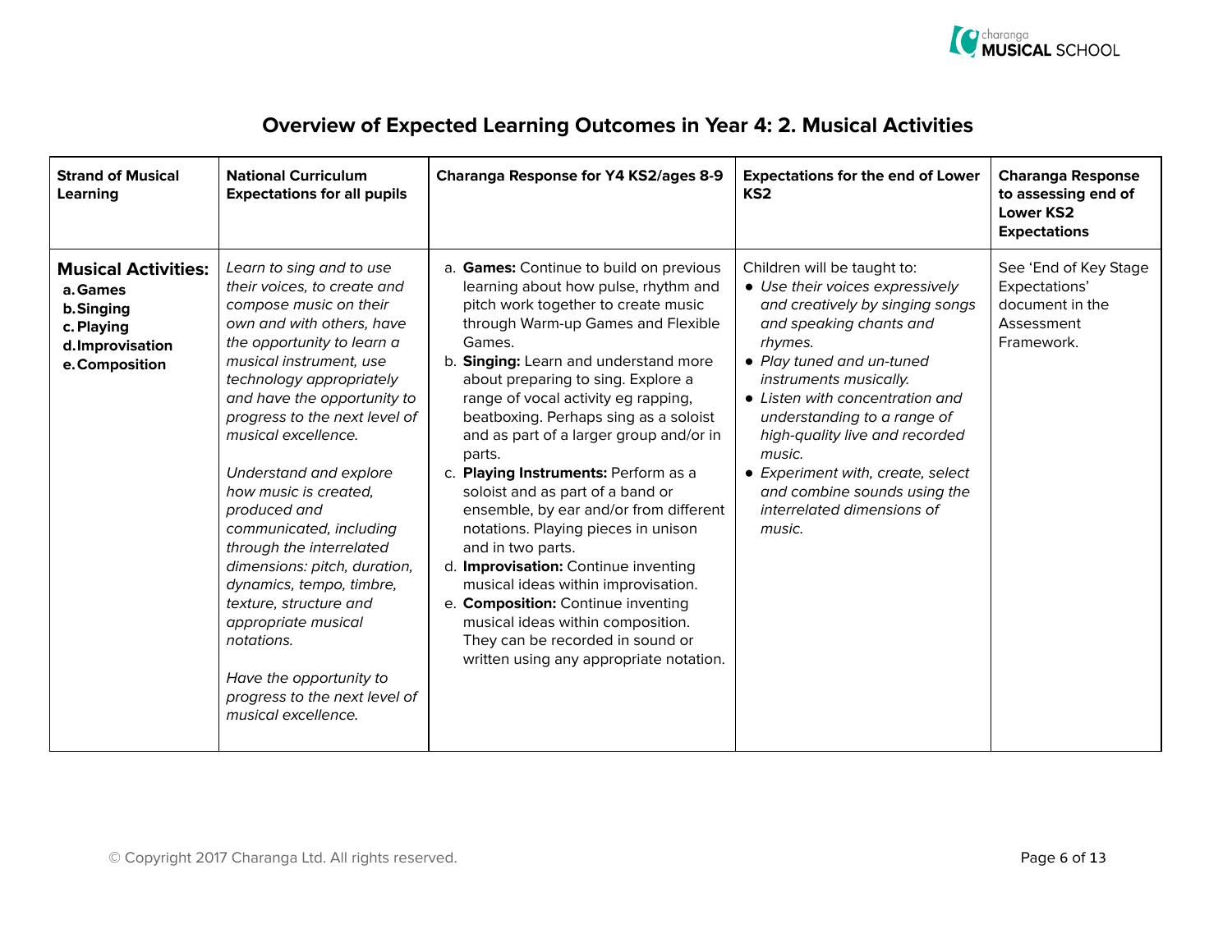# Overview of Expected Learning Outcomes in Year 4: 2. Musical Activities

| **Strand of Musical Learning** | **National Curriculum Expectations for all pupils** | **Charanga Response for Y4 KS2/ages 8-9** | **Expectations for the end of Lower KS2** | **Charanga Response to assessing end of Lower KS2 Expectations** |
|---|---|---|---|---|
| **Musical Activities:**<br>**a. Games**<br>**b. Singing**<br>**c. Playing**<br>**d. Improvisation**<br>**e. Composition** | *Learn to sing and to use their voices, to create and compose music on their own and with others, have the opportunity to learn a musical instrument, use technology appropriately and have the opportunity to progress to the next level of musical excellence.*<br><br>*Understand and explore how music is created, produced and communicated, including through the interrelated dimensions: pitch, duration, dynamics, tempo, timbre, texture, structure and appropriate musical notations.*<br><br>*Have the opportunity to progress to the next level of musical excellence.* | a. **Games:** Continue to build on previous learning about how pulse, rhythm and pitch work together to create music through Warm-up Games and Flexible Games.<br>b. **Singing:** Learn and understand more about preparing to sing. Explore a range of vocal activity eg rapping, beatboxing. Perhaps sing as a soloist and as part of a larger group and/or in parts.<br>c. **Playing Instruments:** Perform as a soloist and as part of a band or ensemble, by ear and/or from different notations. Playing pieces in unison and in two parts.<br>d. **Improvisation:** Continue inventing musical ideas within improvisation.<br>e. **Composition:** Continue inventing musical ideas within composition. They can be recorded in sound or written using any appropriate notation. | Children will be taught to:<br>• *Use their voices expressively and creatively by singing songs and speaking chants and rhymes.*<br>• *Play tuned and un-tuned instruments musically.*<br>• *Listen with concentration and understanding to a range of high-quality live and recorded music.*<br>• *Experiment with, create, select and combine sounds using the interrelated dimensions of music.* | See 'End of Key Stage Expectations' document in the Assessment Framework. |

© Copyright 2017 Charanga Ltd. All rights reserved.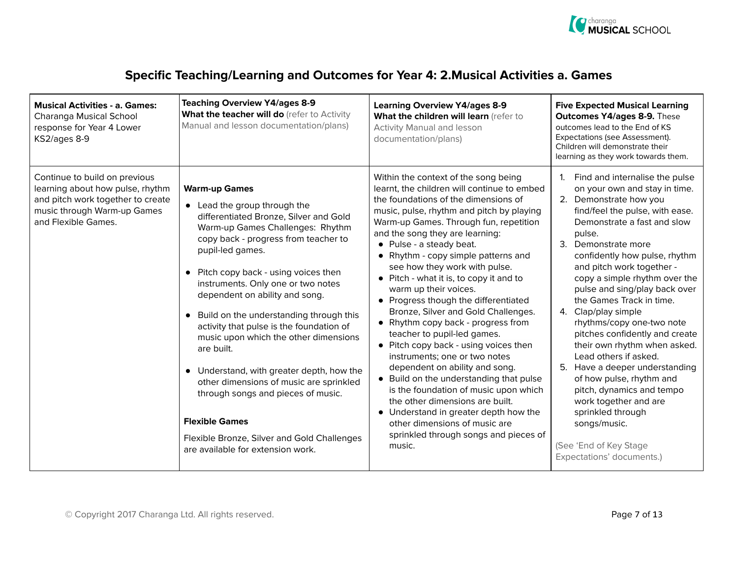# Specific Teaching/Learning and Outcomes for Year 4: 2.Musical Activities a. Games

| **Musical Activities - a. Games:** Charanga Musical School response for Year 4 Lower KS2/ages 8-9 | **Teaching Overview Y4/ages 8-9** **What the teacher will do** (refer to Activity Manual and lesson documentation/plans) | **Learning Overview Y4/ages 8-9** **What the children will learn** (refer to Activity Manual and lesson documentation/plans) | **Five Expected Musical Learning Outcomes Y4/ages 8-9.** These outcomes lead to the End of KS Expectations (see Assessment). Children will demonstrate their learning as they work towards them. |
|---|---|---|---|
| Continue to build on previous learning about how pulse, rhythm and pitch work together to create music through Warm-up Games and Flexible Games. | **Warm-up Games**<br>• Lead the group through the differentiated Bronze, Silver and Gold Warm-up Games Challenges: Rhythm copy back - progress from teacher to pupil-led games.<br>• Pitch copy back - using voices then instruments. Only one or two notes dependent on ability and song.<br>• Build on the understanding through this activity that pulse is the foundation of music upon which the other dimensions are built.<br>• Understand, with greater depth, how the other dimensions of music are sprinkled through songs and pieces of music.<br><br>**Flexible Games**<br>Flexible Bronze, Silver and Gold Challenges are available for extension work. | Within the context of the song being learnt, the children will continue to embed the foundations of the dimensions of music, pulse, rhythm and pitch by playing Warm-up Games. Through fun, repetition and the song they are learning:<br>• Pulse - a steady beat.<br>• Rhythm - copy simple patterns and see how they work with pulse.<br>• Pitch - what it is, to copy it and to warm up their voices.<br>• Progress though the differentiated Bronze, Silver and Gold Challenges.<br>• Rhythm copy back - progress from teacher to pupil-led games.<br>• Pitch copy back - using voices then instruments; one or two notes dependent on ability and song.<br>• Build on the understanding that pulse is the foundation of music upon which the other dimensions are built.<br>• Understand in greater depth how the other dimensions of music are sprinkled through songs and pieces of music. | 1. Find and internalise the pulse on your own and stay in time.<br>2. Demonstrate how you find/feel the pulse, with ease. Demonstrate a fast and slow pulse.<br>3. Demonstrate more confidently how pulse, rhythm and pitch work together - copy a simple rhythm over the pulse and sing/play back over the Games Track in time.<br>4. Clap/play simple rhythms/copy one-two note pitches confidently and create their own rhythm when asked. Lead others if asked.<br>5. Have a deeper understanding of how pulse, rhythm and pitch, dynamics and tempo work together and are sprinkled through songs/music.<br><br>(See 'End of Key Stage Expectations' documents.) |

© Copyright 2017 Charanga Ltd. All rights reserved.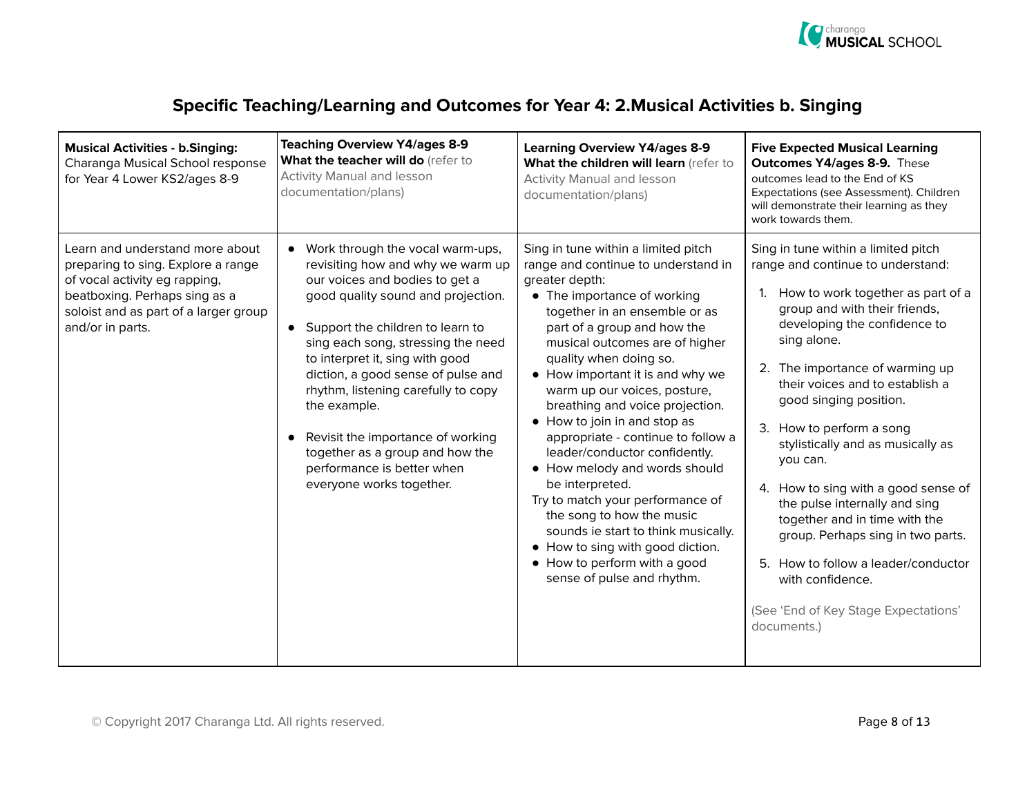## Specific Teaching/Learning and Outcomes for Year 4: 2.Musical Activities b. Singing

| **Musical Activities - b.Singing:** Charanga Musical School response for Year 4 Lower KS2/ages 8-9 | **Teaching Overview Y4/ages 8-9 What the teacher will do** (refer to Activity Manual and lesson documentation/plans) | **Learning Overview Y4/ages 8-9 What the children will learn** (refer to Activity Manual and lesson documentation/plans) | **Five Expected Musical Learning Outcomes Y4/ages 8-9.** These outcomes lead to the End of KS Expectations (see Assessment). Children will demonstrate their learning as they work towards them. |
|---|---|---|---|
| Learn and understand more about preparing to sing. Explore a range of vocal activity eg rapping, beatboxing. Perhaps sing as a soloist and as part of a larger group and/or in parts. | • Work through the vocal warm-ups, revisiting how and why we warm up our voices and bodies to get a good quality sound and projection.<br><br>• Support the children to learn to sing each song, stressing the need to interpret it, sing with good diction, a good sense of pulse and rhythm, listening carefully to copy the example.<br><br>• Revisit the importance of working together as a group and how the performance is better when everyone works together. | Sing in tune within a limited pitch range and continue to understand in greater depth:<br>• The importance of working together in an ensemble or as part of a group and how the musical outcomes are of higher quality when doing so.<br>• How important it is and why we warm up our voices, posture, breathing and voice projection.<br>• How to join in and stop as appropriate - continue to follow a leader/conductor confidently.<br>• How melody and words should be interpreted.<br>Try to match your performance of the song to how the music sounds ie start to think musically.<br>• How to sing with good diction.<br>• How to perform with a good sense of pulse and rhythm. | Sing in tune within a limited pitch range and continue to understand:<br><br>1. How to work together as part of a group and with their friends, developing the confidence to sing alone.<br><br>2. The importance of warming up their voices and to establish a good singing position.<br><br>3. How to perform a song stylistically and as musically as you can.<br><br>4. How to sing with a good sense of the pulse internally and sing together and in time with the group. Perhaps sing in two parts.<br><br>5. How to follow a leader/conductor with confidence.<br><br>(See 'End of Key Stage Expectations' documents.) |

© Copyright 2017 Charanga Ltd. All rights reserved.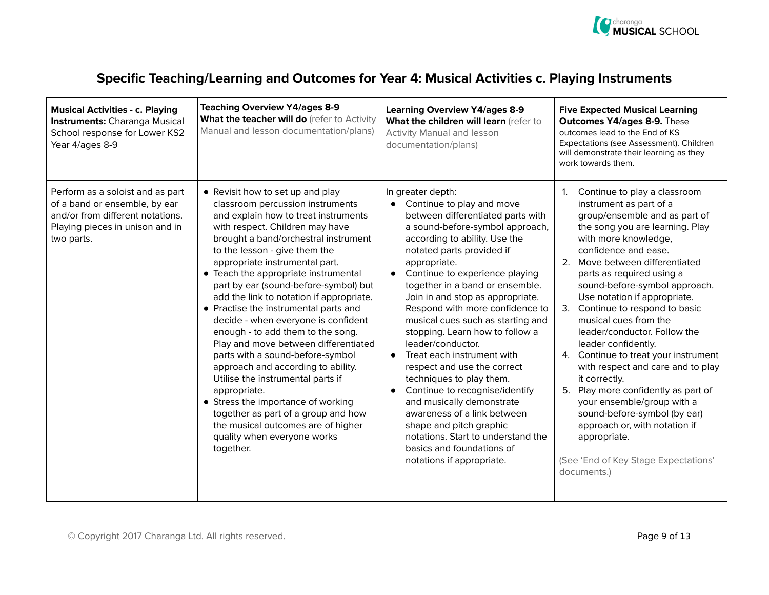# Specific Teaching/Learning and Outcomes for Year 4: Musical Activities c. Playing Instruments

| **Musical Activities - c. Playing Instruments:** Charanga Musical School response for Lower KS2 Year 4/ages 8-9 | **Teaching Overview Y4/ages 8-9** **What the teacher will do** (refer to Activity Manual and lesson documentation/plans) | **Learning Overview Y4/ages 8-9** **What the children will learn** (refer to Activity Manual and lesson documentation/plans) | **Five Expected Musical Learning Outcomes Y4/ages 8-9.** These outcomes lead to the End of KS Expectations (see Assessment). Children will demonstrate their learning as they work towards them. |
|---|---|---|---|
| Perform as a soloist and as part of a band or ensemble, by ear and/or from different notations. Playing pieces in unison and in two parts. | • Revisit how to set up and play classroom percussion instruments and explain how to treat instruments with respect. Children may have brought a band/orchestral instrument to the lesson - give them the appropriate instrumental part.<br>• Teach the appropriate instrumental part by ear (sound-before-symbol) but add the link to notation if appropriate.<br>• Practise the instrumental parts and decide - when everyone is confident enough - to add them to the song. Play and move between differentiated parts with a sound-before-symbol approach and according to ability. Utilise the instrumental parts if appropriate.<br>• Stress the importance of working together as part of a group and how the musical outcomes are of higher quality when everyone works together. | In greater depth:<br>• Continue to play and move between differentiated parts with a sound-before-symbol approach, according to ability. Use the notated parts provided if appropriate.<br>• Continue to experience playing together in a band or ensemble. Join in and stop as appropriate. Respond with more confidence to musical cues such as starting and stopping. Learn how to follow a leader/conductor.<br>• Treat each instrument with respect and use the correct techniques to play them.<br>• Continue to recognise/identify and musically demonstrate awareness of a link between shape and pitch graphic notations. Start to understand the basics and foundations of notations if appropriate. | 1. Continue to play a classroom instrument as part of a group/ensemble and as part of the song you are learning. Play with more knowledge, confidence and ease.<br>2. Move between differentiated parts as required using a sound-before-symbol approach. Use notation if appropriate.<br>3. Continue to respond to basic musical cues from the leader/conductor. Follow the leader confidently.<br>4. Continue to treat your instrument with respect and care and to play it correctly.<br>5. Play more confidently as part of your ensemble/group with a sound-before-symbol (by ear) approach or, with notation if appropriate.<br><br>(See 'End of Key Stage Expectations' documents.) |

© Copyright 2017 Charanga Ltd. All rights reserved.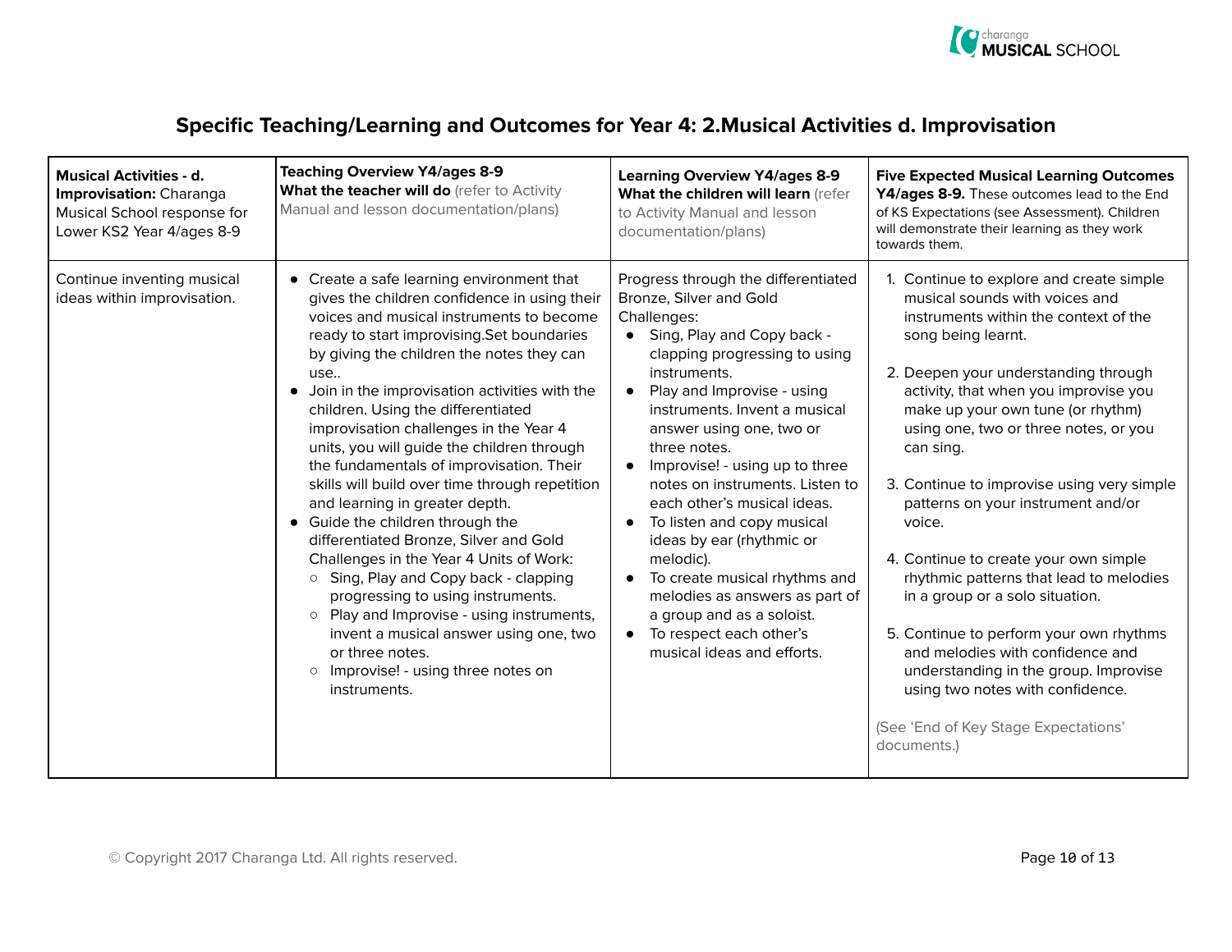# Specific Teaching/Learning and Outcomes for Year 4: 2.Musical Activities d. Improvisation

| **Musical Activities - d. Improvisation:** Charanga Musical School response for Lower KS2 Year 4/ages 8-9 | **Teaching Overview Y4/ages 8-9** **What the teacher will do** (refer to Activity Manual and lesson documentation/plans) | **Learning Overview Y4/ages 8-9** **What the children will learn** (refer to Activity Manual and lesson documentation/plans) | **Five Expected Musical Learning Outcomes Y4/ages 8-9.** These outcomes lead to the End of KS Expectations (see Assessment). Children will demonstrate their learning as they work towards them. |
|---|---|---|---|
| Continue inventing musical ideas within improvisation. | • Create a safe learning environment that gives the children confidence in using their voices and musical instruments to become ready to start improvising.Set boundaries by giving the children the notes they can use..<br>• Join in the improvisation activities with the children. Using the differentiated improvisation challenges in the Year 4 units, you will guide the children through the fundamentals of improvisation. Their skills will build over time through repetition and learning in greater depth.<br>• Guide the children through the differentiated Bronze, Silver and Gold Challenges in the Year 4 Units of Work:<br>  ○ Sing, Play and Copy back - clapping progressing to using instruments.<br>  ○ Play and Improvise - using instruments, invent a musical answer using one, two or three notes.<br>  ○ Improvise! - using three notes on instruments. | Progress through the differentiated Bronze, Silver and Gold Challenges:<br>• Sing, Play and Copy back - clapping progressing to using instruments.<br>• Play and Improvise - using instruments. Invent a musical answer using one, two or three notes.<br>• Improvise! - using up to three notes on instruments. Listen to each other's musical ideas.<br>• To listen and copy musical ideas by ear (rhythmic or melodic).<br>• To create musical rhythms and melodies as answers as part of a group and as a soloist.<br>• To respect each other's musical ideas and efforts. | 1. Continue to explore and create simple musical sounds with voices and instruments within the context of the song being learnt.<br><br>2. Deepen your understanding through activity, that when you improvise you make up your own tune (or rhythm) using one, two or three notes, or you can sing.<br><br>3. Continue to improvise using very simple patterns on your instrument and/or voice.<br><br>4. Continue to create your own simple rhythmic patterns that lead to melodies in a group or a solo situation.<br><br>5. Continue to perform your own rhythms and melodies with confidence and understanding in the group. Improvise using two notes with confidence.<br><br>(See 'End of Key Stage Expectations' documents.) |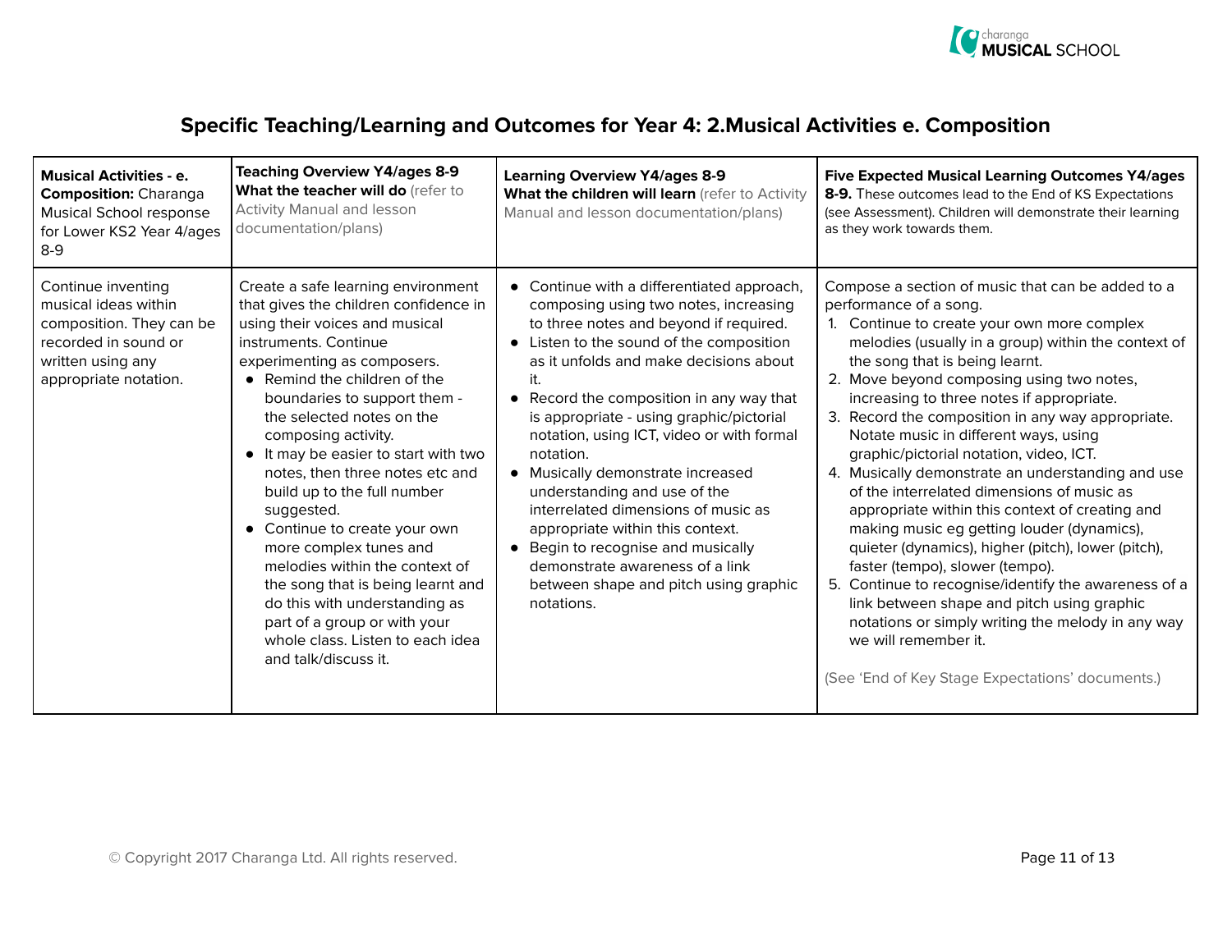# Specific Teaching/Learning and Outcomes for Year 4: 2.Musical Activities e. Composition

| **Musical Activities - e. Composition:** Charanga Musical School response for Lower KS2 Year 4/ages 8-9 | **Teaching Overview Y4/ages 8-9 What the teacher will do** (refer to Activity Manual and lesson documentation/plans) | **Learning Overview Y4/ages 8-9 What the children will learn** (refer to Activity Manual and lesson documentation/plans) | **Five Expected Musical Learning Outcomes Y4/ages 8-9.** These outcomes lead to the End of KS Expectations (see Assessment). Children will demonstrate their learning as they work towards them. |
|---|---|---|---|
| Continue inventing musical ideas within composition. They can be recorded in sound or written using any appropriate notation. | Create a safe learning environment that gives the children confidence in using their voices and musical instruments. Continue experimenting as composers.<br>• Remind the children of the boundaries to support them - the selected notes on the composing activity.<br>• It may be easier to start with two notes, then three notes etc and build up to the full number suggested.<br>• Continue to create your own more complex tunes and melodies within the context of the song that is being learnt and do this with understanding as part of a group or with your whole class. Listen to each idea and talk/discuss it. | • Continue with a differentiated approach, composing using two notes, increasing to three notes and beyond if required.<br>• Listen to the sound of the composition as it unfolds and make decisions about it.<br>• Record the composition in any way that is appropriate - using graphic/pictorial notation, using ICT, video or with formal notation.<br>• Musically demonstrate increased understanding and use of the interrelated dimensions of music as appropriate within this context.<br>• Begin to recognise and musically demonstrate awareness of a link between shape and pitch using graphic notations. | Compose a section of music that can be added to a performance of a song.<br>1. Continue to create your own more complex melodies (usually in a group) within the context of the song that is being learnt.<br>2. Move beyond composing using two notes, increasing to three notes if appropriate.<br>3. Record the composition in any way appropriate. Notate music in different ways, using graphic/pictorial notation, video, ICT.<br>4. Musically demonstrate an understanding and use of the interrelated dimensions of music as appropriate within this context of creating and making music eg getting louder (dynamics), quieter (dynamics), higher (pitch), lower (pitch), faster (tempo), slower (tempo).<br>5. Continue to recognise/identify the awareness of a link between shape and pitch using graphic notations or simply writing the melody in any way we will remember it.<br><br>(See 'End of Key Stage Expectations' documents.) |

© Copyright 2017 Charanga Ltd. All rights reserved.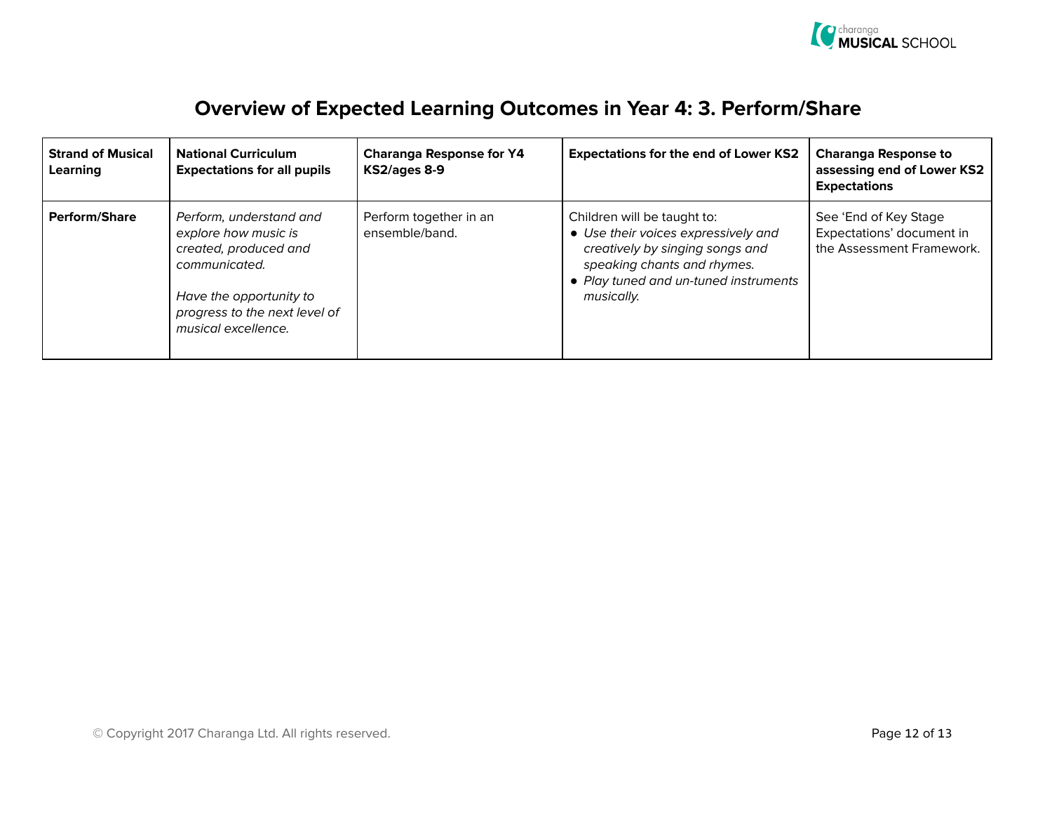# Overview of Expected Learning Outcomes in Year 4: 3. Perform/Share

| Strand of Musical Learning | National Curriculum Expectations for all pupils | Charanga Response for Y4 KS2/ages 8-9 | Expectations for the end of Lower KS2 | Charanga Response to assessing end of Lower KS2 Expectations |
|---|---|---|---|---|
| **Perform/Share** | *Perform, understand and explore how music is created, produced and communicated.*<br><br>*Have the opportunity to progress to the next level of musical excellence.* | Perform together in an ensemble/band. | Children will be taught to:<br>• *Use their voices expressively and creatively by singing songs and speaking chants and rhymes.*<br>• *Play tuned and un-tuned instruments musically.* | See 'End of Key Stage Expectations' document in the Assessment Framework. |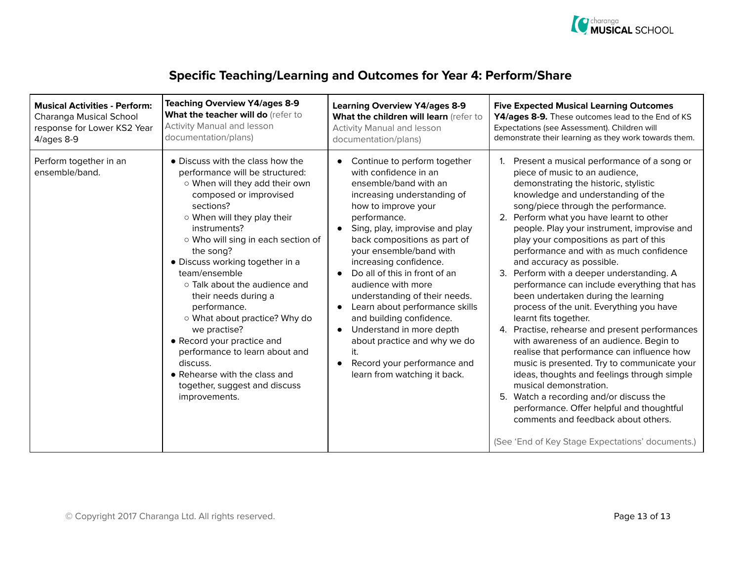## Specific Teaching/Learning and Outcomes for Year 4: Perform/Share

| **Musical Activities - Perform:** Charanga Musical School response for Lower KS2 Year 4/ages 8-9 | **Teaching Overview Y4/ages 8-9 What the teacher will do** (refer to Activity Manual and lesson documentation/plans) | **Learning Overview Y4/ages 8-9 What the children will learn** (refer to Activity Manual and lesson documentation/plans) | **Five Expected Musical Learning Outcomes Y4/ages 8-9.** These outcomes lead to the End of KS Expectations (see Assessment). Children will demonstrate their learning as they work towards them. |
|---|---|---|---|
| Perform together in an ensemble/band. | • Discuss with the class how the performance will be structured:<br>○ When will they add their own composed or improvised sections?<br>○ When will they play their instruments?<br>○ Who will sing in each section of the song?<br>• Discuss working together in a team/ensemble<br>○ Talk about the audience and their needs during a performance.<br>○ What about practice? Why do we practise?<br>• Record your practice and performance to learn about and discuss.<br>• Rehearse with the class and together, suggest and discuss improvements. | • Continue to perform together with confidence in an ensemble/band with an increasing understanding of how to improve your performance.<br>• Sing, play, improvise and play back compositions as part of your ensemble/band with increasing confidence.<br>• Do all of this in front of an audience with more understanding of their needs.<br>• Learn about performance skills and building confidence.<br>• Understand in more depth about practice and why we do it.<br>• Record your performance and learn from watching it back. | 1. Present a musical performance of a song or piece of music to an audience, demonstrating the historic, stylistic knowledge and understanding of the song/piece through the performance.<br>2. Perform what you have learnt to other people. Play your instrument, improvise and play your compositions as part of this performance and with as much confidence and accuracy as possible.<br>3. Perform with a deeper understanding. A performance can include everything that has been undertaken during the learning process of the unit. Everything you have learnt fits together.<br>4. Practise, rehearse and present performances with awareness of an audience. Begin to realise that performance can influence how music is presented. Try to communicate your ideas, thoughts and feelings through simple musical demonstration.<br>5. Watch a recording and/or discuss the performance. Offer helpful and thoughtful comments and feedback about others.<br><br>(See 'End of Key Stage Expectations' documents.) |

© Copyright 2017 Charanga Ltd. All rights reserved.